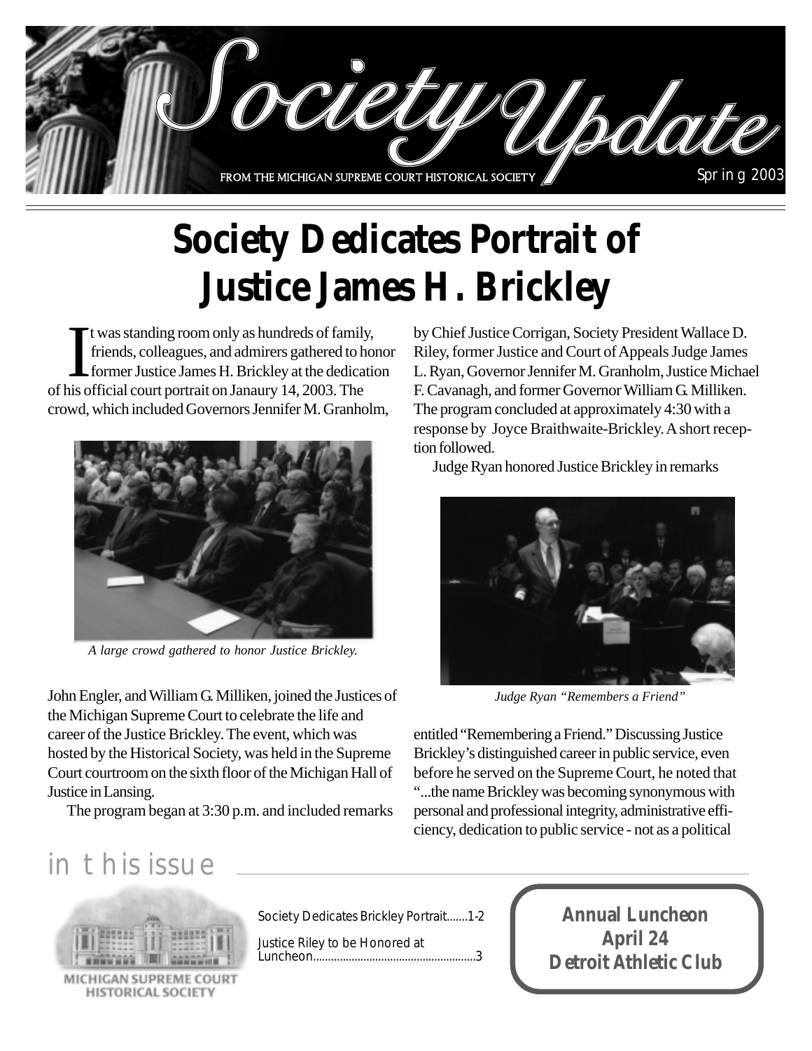# Society Update

FROM THE MICHIGAN SUPREME COURT HISTORICAL SOCIETY

Spring 2003

# Society Dedicates Portrait of Justice James H. Brickley

It was standing room only as hundreds of family, friends, colleagues, and admirers gathered to honor former Justice James H. Brickley at the dedication of his official court portrait on Janaury 14, 2003. The crowd, which included Governors Jennifer M. Granholm, John Engler, and William G. Milliken, joined the Justices of the Michigan Supreme Court to celebrate the life and career of the Justice Brickley. The event, which was hosted by the Historical Society, was held in the Supreme Court courtroom on the sixth floor of the Michigan Hall of Justice in Lansing.

*A large crowd gathered to honor Justice Brickley.*

The program began at 3:30 p.m. and included remarks by Chief Justice Corrigan, Society President Wallace D. Riley, former Justice and Court of Appeals Judge James L. Ryan, Governor Jennifer M. Granholm, Justice Michael F. Cavanagh, and former Governor William G. Milliken. The program concluded at approximately 4:30 with a response by Joyce Braithwaite-Brickley. A short reception followed.

Judge Ryan honored Justice Brickley in remarks entitled "Remembering a Friend." Discussing Justice Brickley's distinguished career in public service, even before he served on the Supreme Court, he noted that "...the name Brickley was becoming synonymous with personal and professional integrity, administrative efficiency, dedication to public service - not as a political

*Judge Ryan "Remembers a Friend"*

## in this issue

MICHIGAN SUPREME COURT HISTORICAL SOCIETY

Society Dedicates Brickley Portrait.......1-2

Justice Riley to be Honored at Luncheon.......................................................3

**Annual Luncheon**
**April 24**
**Detroit Athletic Club**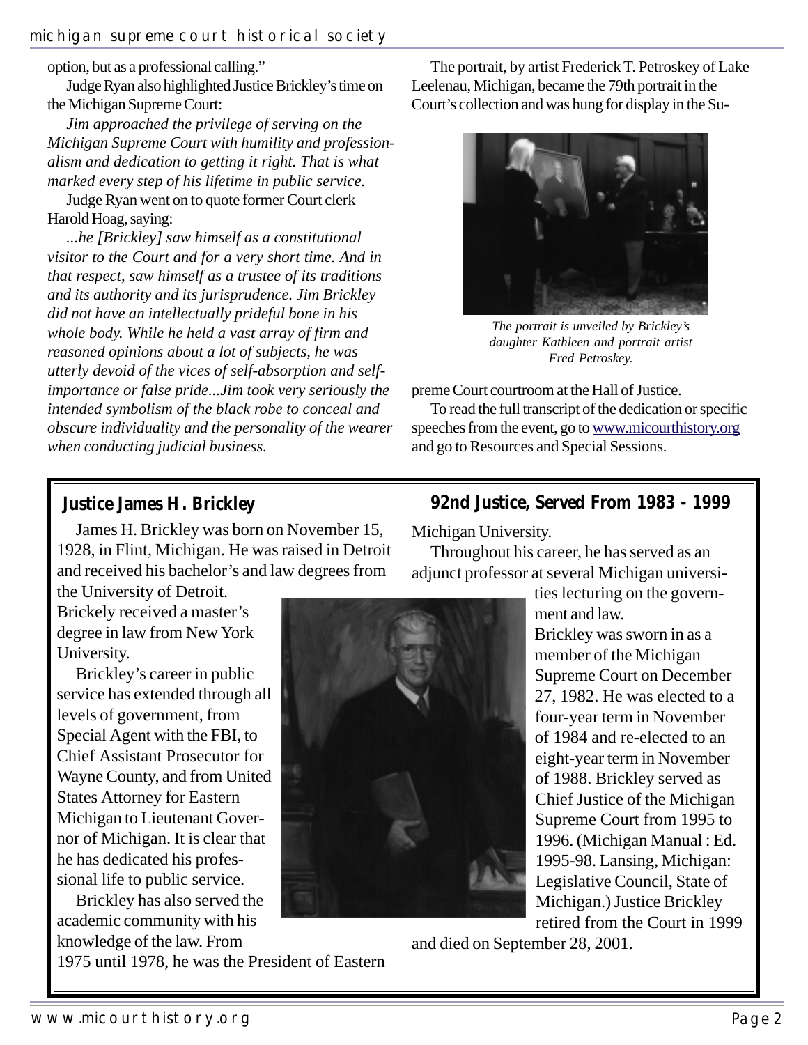option, but as a professional calling."

Judge Ryan also highlighted Justice Brickley's time on the Michigan Supreme Court:

*Jim approached the privilege of serving on the Michigan Supreme Court with humility and professionalism and dedication to getting it right. That is what marked every step of his lifetime in public service.*

Judge Ryan went on to quote former Court clerk Harold Hoag, saying:

*...he [Brickley] saw himself as a constitutional visitor to the Court and for a very short time. And in that respect, saw himself as a trustee of its traditions and its authority and its jurisprudence. Jim Brickley did not have an intellectually prideful bone in his whole body. While he held a vast array of firm and reasoned opinions about a lot of subjects, he was utterly devoid of the vices of self-absorption and self-importance or false pride...Jim took very seriously the intended symbolism of the black robe to conceal and obscure individuality and the personality of the wearer when conducting judicial business.*

The portrait, by artist Frederick T. Petroskey of Lake Leelenau, Michigan, became the 79th portrait in the Court's collection and was hung for display in the Supreme Court courtroom at the Hall of Justice.

*The portrait is unveiled by Brickley's daughter Kathleen and portrait artist Fred Petroskey.*

To read the full transcript of the dedication or specific speeches from the event, go to www.micourthistory.org and go to Resources and Special Sessions.

## Justice James H. Brickley — 92nd Justice, Served From 1983 - 1999

James H. Brickley was born on November 15, 1928, in Flint, Michigan. He was raised in Detroit and received his bachelor's and law degrees from the University of Detroit. Brickely received a master's degree in law from New York University.

Brickley's career in public service has extended through all levels of government, from Special Agent with the FBI, to Chief Assistant Prosecutor for Wayne County, and from United States Attorney for Eastern Michigan to Lieutenant Governor of Michigan. It is clear that he has dedicated his professional life to public service.

Brickley has also served the academic community with his knowledge of the law. From 1975 until 1978, he was the President of Eastern Michigan University.

Throughout his career, he has served as an adjunct professor at several Michigan universities lecturing on the government and law.

Brickley was sworn in as a member of the Michigan Supreme Court on December 27, 1982. He was elected to a four-year term in November of 1984 and re-elected to an eight-year term in November of 1988. Brickley served as Chief Justice of the Michigan Supreme Court from 1995 to 1996. (Michigan Manual : Ed. 1995-98. Lansing, Michigan: Legislative Council, State of Michigan.) Justice Brickley retired from the Court in 1999 and died on September 28, 2001.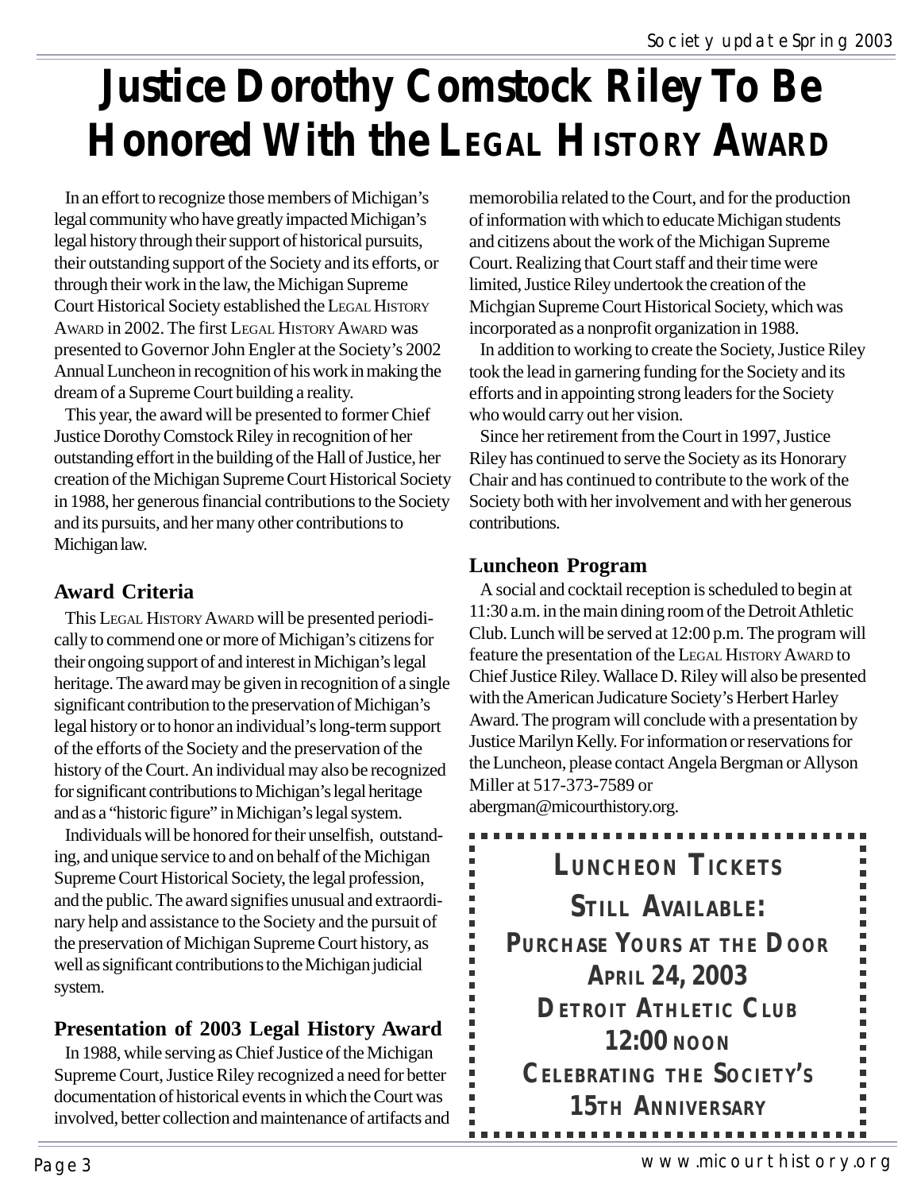# Justice Dorothy Comstock Riley To Be Honored With the LEGAL HISTORY AWARD

In an effort to recognize those members of Michigan's legal community who have greatly impacted Michigan's legal history through their support of historical pursuits, their outstanding support of the Society and its efforts, or through their work in the law, the Michigan Supreme Court Historical Society established the LEGAL HISTORY AWARD in 2002. The first LEGAL HISTORY AWARD was presented to Governor John Engler at the Society's 2002 Annual Luncheon in recognition of his work in making the dream of a Supreme Court building a reality.

This year, the award will be presented to former Chief Justice Dorothy Comstock Riley in recognition of her outstanding effort in the building of the Hall of Justice, her creation of the Michigan Supreme Court Historical Society in 1988, her generous financial contributions to the Society and its pursuits, and her many other contributions to Michigan law.

### Award Criteria

This LEGAL HISTORY AWARD will be presented periodically to commend one or more of Michigan's citizens for their ongoing support of and interest in Michigan's legal heritage. The award may be given in recognition of a single significant contribution to the preservation of Michigan's legal history or to honor an individual's long-term support of the efforts of the Society and the preservation of the history of the Court. An individual may also be recognized for significant contributions to Michigan's legal heritage and as a "historic figure" in Michigan's legal system.

Individuals will be honored for their unselfish, outstanding, and unique service to and on behalf of the Michigan Supreme Court Historical Society, the legal profession, and the public. The award signifies unusual and extraordinary help and assistance to the Society and the pursuit of the preservation of Michigan Supreme Court history, as well as significant contributions to the Michigan judicial system.

### Presentation of 2003 Legal History Award

In 1988, while serving as Chief Justice of the Michigan Supreme Court, Justice Riley recognized a need for better documentation of historical events in which the Court was involved, better collection and maintenance of artifacts and memorobilia related to the Court, and for the production of information with which to educate Michigan students and citizens about the work of the Michigan Supreme Court. Realizing that Court staff and their time were limited, Justice Riley undertook the creation of the Michgian Supreme Court Historical Society, which was incorporated as a nonprofit organization in 1988.

In addition to working to create the Society, Justice Riley took the lead in garnering funding for the Society and its efforts and in appointing strong leaders for the Society who would carry out her vision.

Since her retirement from the Court in 1997, Justice Riley has continued to serve the Society as its Honorary Chair and has continued to contribute to the work of the Society both with her involvement and with her generous contributions.

### Luncheon Program

A social and cocktail reception is scheduled to begin at 11:30 a.m. in the main dining room of the Detroit Athletic Club. Lunch will be served at 12:00 p.m. The program will feature the presentation of the LEGAL HISTORY AWARD to Chief Justice Riley. Wallace D. Riley will also be presented with the American Judicature Society's Herbert Harley Award. The program will conclude with a presentation by Justice Marilyn Kelly. For information or reservations for the Luncheon, please contact Angela Bergman or Allyson Miller at 517-373-7589 or abergman@micourthistory.org.

**LUNCHEON TICKETS STILL AVAILABLE:**
**PURCHASE YOURS AT THE DOOR**
**APRIL 24, 2003**
**DETROIT ATHLETIC CLUB**
**12:00 NOON**
**CELEBRATING THE SOCIETY'S 15TH ANNIVERSARY**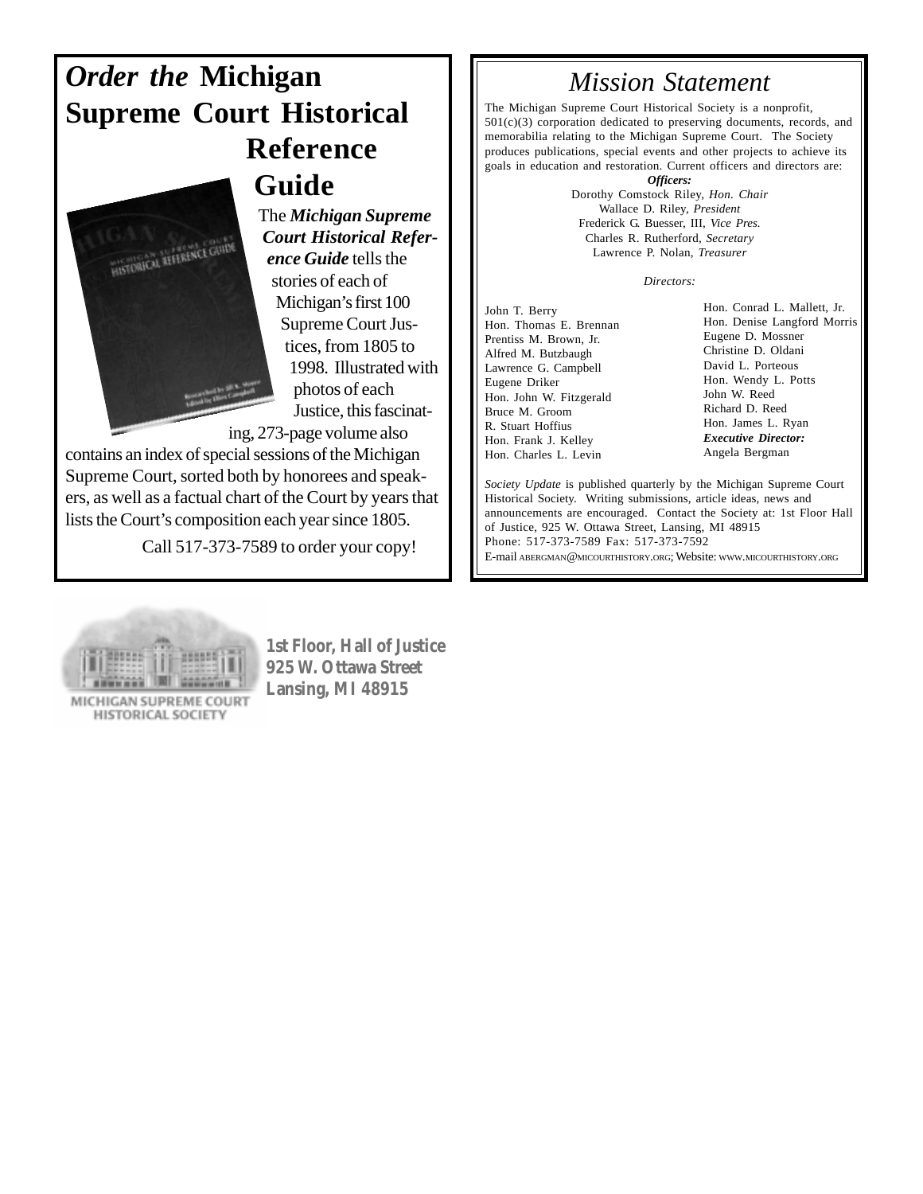# *Order the* Michigan Supreme Court Historical Reference Guide

The ***Michigan Supreme Court Historical Reference Guide*** tells the stories of each of Michigan's first 100 Supreme Court Justices, from 1805 to 1998. Illustrated with photos of each Justice, this fascinating, 273-page volume also contains an index of special sessions of the Michigan Supreme Court, sorted both by honorees and speakers, as well as a factual chart of the Court by years that lists the Court's composition each year since 1805.

Call 517-373-7589 to order your copy!

## *Mission Statement*

The Michigan Supreme Court Historical Society is a nonprofit, 501(c)(3) corporation dedicated to preserving documents, records, and memorabilia relating to the Michigan Supreme Court. The Society produces publications, special events and other projects to achieve its goals in education and restoration. Current officers and directors are:

***Officers:***

Dorothy Comstock Riley, *Hon. Chair*
Wallace D. Riley, *President*
Frederick G. Buesser, III, *Vice Pres.*
Charles R. Rutherford, *Secretary*
Lawrence P. Nolan, *Treasurer*

*Directors:*

John T. Berry
Hon. Thomas E. Brennan
Prentiss M. Brown, Jr.
Alfred M. Butzbaugh
Lawrence G. Campbell
Eugene Driker
Hon. John W. Fitzgerald
Bruce M. Groom
R. Stuart Hoffius
Hon. Frank J. Kelley
Hon. Charles L. Levin
Hon. Conrad L. Mallett, Jr.
Hon. Denise Langford Morris
Eugene D. Mossner
Christine D. Oldani
David L. Porteous
Hon. Wendy L. Potts
John W. Reed
Richard D. Reed
Hon. James L. Ryan

***Executive Director:***
Angela Bergman

*Society Update* is published quarterly by the Michigan Supreme Court Historical Society. Writing submissions, article ideas, news and announcements are encouraged. Contact the Society at: 1st Floor Hall of Justice, 925 W. Ottawa Street, Lansing, MI 48915
Phone: 517-373-7589 Fax: 517-373-7592
E-mail abergman@micourthistory.org; Website: www.micourthistory.org

MICHIGAN SUPREME COURT HISTORICAL SOCIETY

**1st Floor, Hall of Justice**
**925 W. Ottawa Street**
**Lansing, MI 48915**